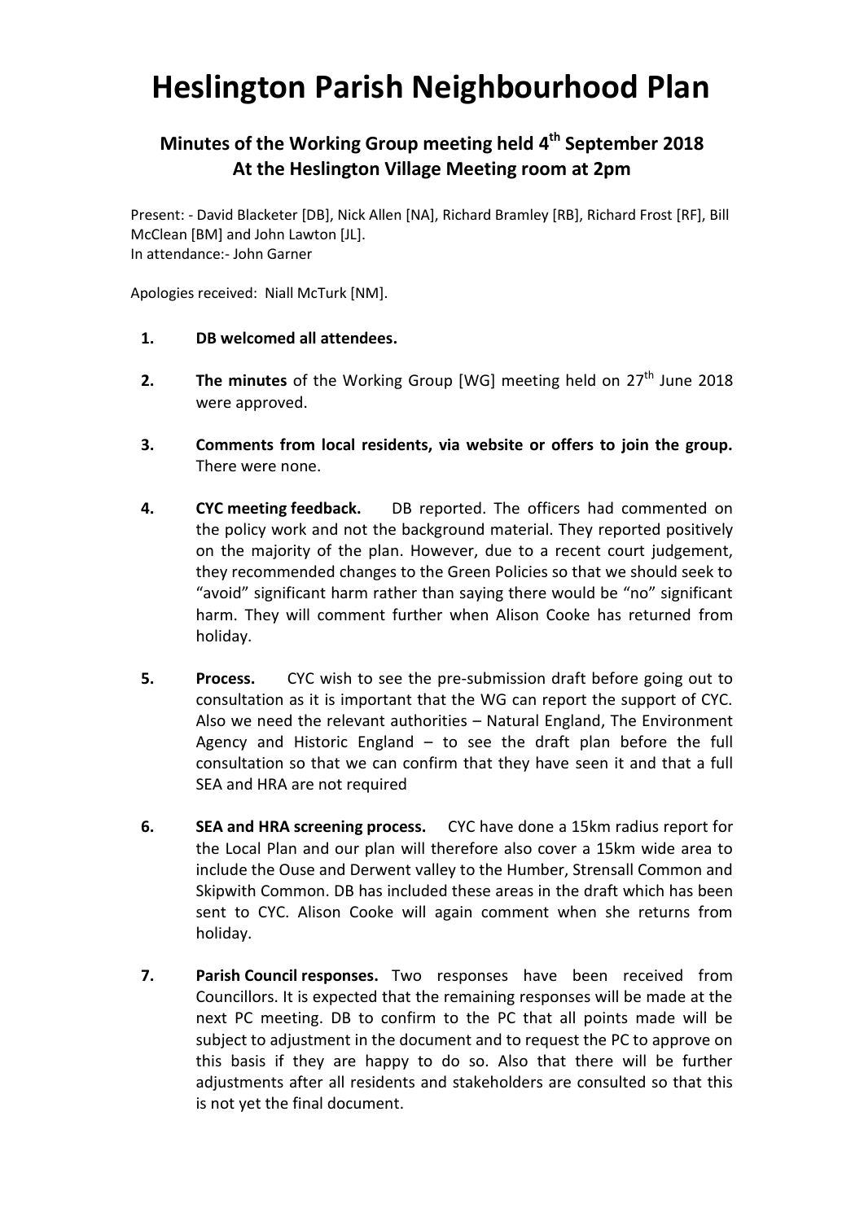# Heslington Parish Neighbourhood Plan

## Minutes of the Working Group meeting held 4th September 2018 At the Heslington Village Meeting room at 2pm

Present: - David Blacketer [DB], Nick Allen [NA], Richard Bramley [RB], Richard Frost [RF], Bill McClean [BM] and John Lawton [JL].
In attendance:- John Garner

Apologies received: Niall McTurk [NM].

1. **DB welcomed all attendees.**

2. **The minutes** of the Working Group [WG] meeting held on 27th June 2018 were approved.

3. **Comments from local residents, via website or offers to join the group.** There were none.

4. **CYC meeting feedback.** DB reported. The officers had commented on the policy work and not the background material. They reported positively on the majority of the plan. However, due to a recent court judgement, they recommended changes to the Green Policies so that we should seek to "avoid" significant harm rather than saying there would be "no" significant harm. They will comment further when Alison Cooke has returned from holiday.

5. **Process.** CYC wish to see the pre-submission draft before going out to consultation as it is important that the WG can report the support of CYC. Also we need the relevant authorities – Natural England, The Environment Agency and Historic England – to see the draft plan before the full consultation so that we can confirm that they have seen it and that a full SEA and HRA are not required

6. **SEA and HRA screening process.** CYC have done a 15km radius report for the Local Plan and our plan will therefore also cover a 15km wide area to include the Ouse and Derwent valley to the Humber, Strensall Common and Skipwith Common. DB has included these areas in the draft which has been sent to CYC. Alison Cooke will again comment when she returns from holiday.

7. **Parish Council responses.** Two responses have been received from Councillors. It is expected that the remaining responses will be made at the next PC meeting. DB to confirm to the PC that all points made will be subject to adjustment in the document and to request the PC to approve on this basis if they are happy to do so. Also that there will be further adjustments after all residents and stakeholders are consulted so that this is not yet the final document.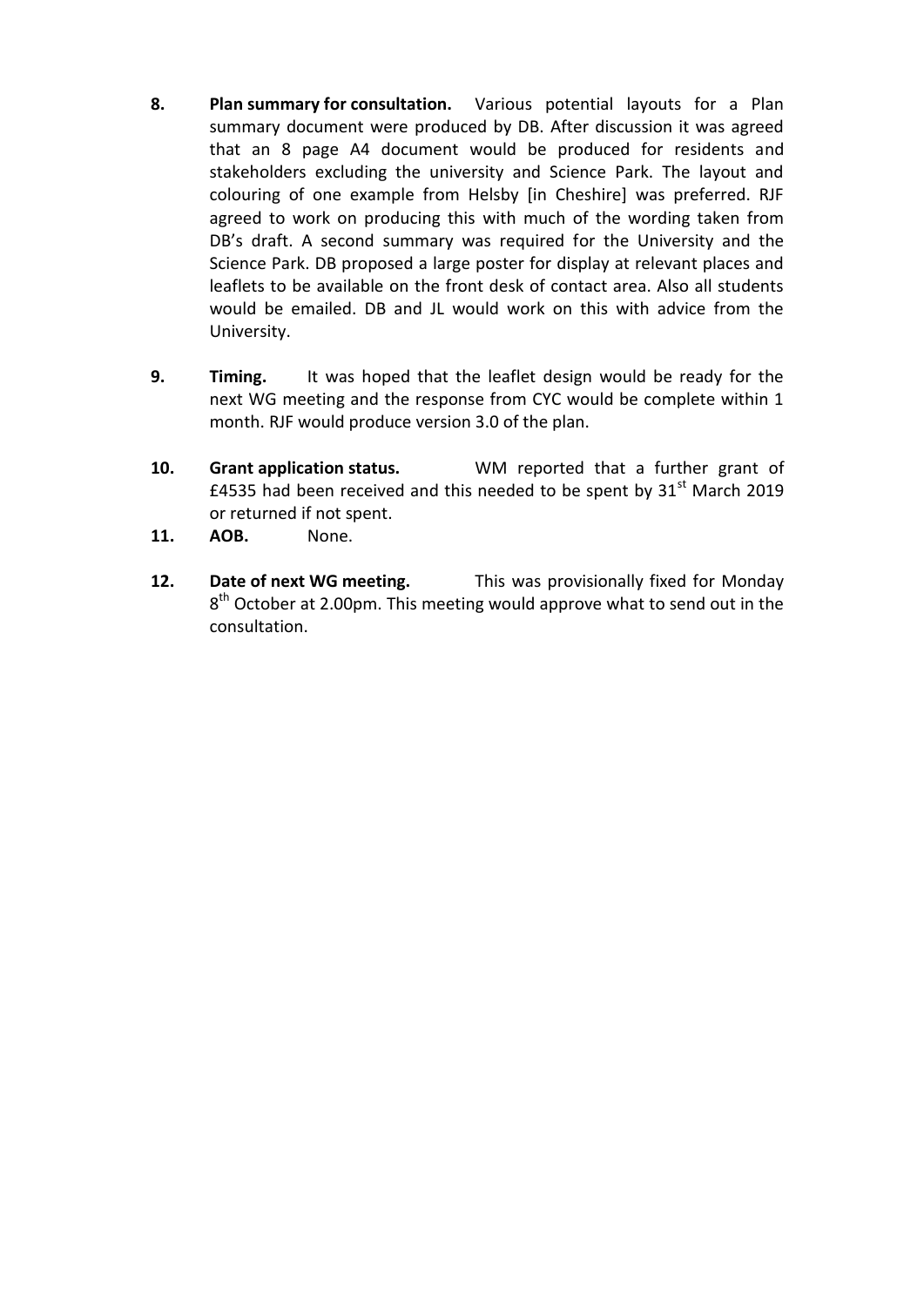8. **Plan summary for consultation.** Various potential layouts for a Plan summary document were produced by DB. After discussion it was agreed that an 8 page A4 document would be produced for residents and stakeholders excluding the university and Science Park. The layout and colouring of one example from Helsby [in Cheshire] was preferred. RJF agreed to work on producing this with much of the wording taken from DB's draft. A second summary was required for the University and the Science Park. DB proposed a large poster for display at relevant places and leaflets to be available on the front desk of contact area. Also all students would be emailed. DB and JL would work on this with advice from the University.

9. **Timing.** It was hoped that the leaflet design would be ready for the next WG meeting and the response from CYC would be complete within 1 month. RJF would produce version 3.0 of the plan.

10. **Grant application status.** WM reported that a further grant of £4535 had been received and this needed to be spent by 31st March 2019 or returned if not spent.

11. **AOB.** None.

12. **Date of next WG meeting.** This was provisionally fixed for Monday 8th October at 2.00pm. This meeting would approve what to send out in the consultation.